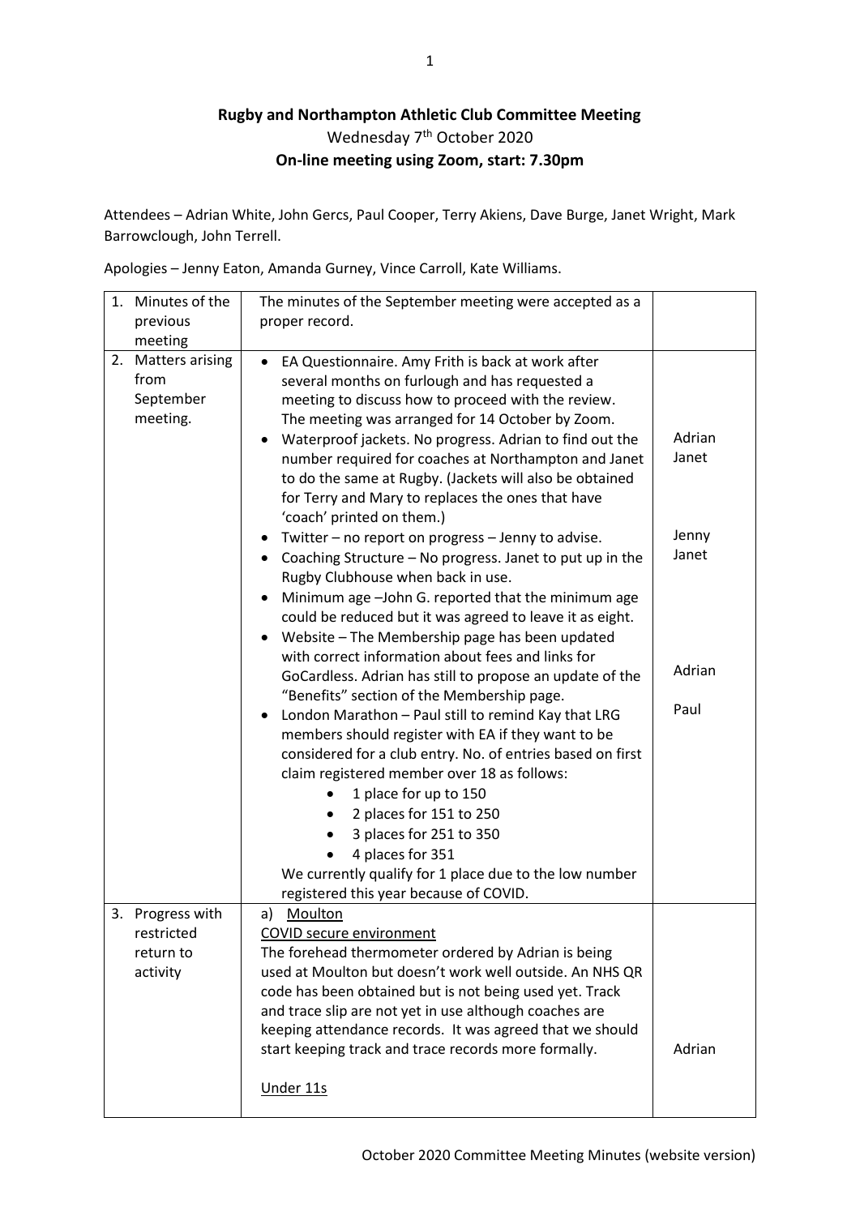**Rugby and Northampton Athletic Club Committee Meeting**

Wednesday 7th October 2020

**On-line meeting using Zoom, start: 7.30pm**

Attendees – Adrian White, John Gercs, Paul Cooper, Terry Akiens, Dave Burge, Janet Wright, Mark Barrowclough, John Terrell.

Apologies – Jenny Eaton, Amanda Gurney, Vince Carroll, Kate Williams.

| | | |
|---|---|---|
| 1. Minutes of the previous meeting | The minutes of the September meeting were accepted as a proper record. | |
| 2. Matters arising from September meeting. | • EA Questionnaire. Amy Frith is back at work after several months on furlough and has requested a meeting to discuss how to proceed with the review. The meeting was arranged for 14 October by Zoom.<br>• Waterproof jackets. No progress. Adrian to find out the number required for coaches at Northampton and Janet to do the same at Rugby. (Jackets will also be obtained for Terry and Mary to replaces the ones that have 'coach' printed on them.)<br>• Twitter – no report on progress – Jenny to advise.<br>• Coaching Structure – No progress. Janet to put up in the Rugby Clubhouse when back in use.<br>• Minimum age –John G. reported that the minimum age could be reduced but it was agreed to leave it as eight.<br>• Website – The Membership page has been updated with correct information about fees and links for GoCardless. Adrian has still to propose an update of the "Benefits" section of the Membership page.<br>• London Marathon – Paul still to remind Kay that LRG members should register with EA if they want to be considered for a club entry. No. of entries based on first claim registered member over 18 as follows:<br>&nbsp;&nbsp;&nbsp;&nbsp;• 1 place for up to 150<br>&nbsp;&nbsp;&nbsp;&nbsp;• 2 places for 151 to 250<br>&nbsp;&nbsp;&nbsp;&nbsp;• 3 places for 251 to 350<br>&nbsp;&nbsp;&nbsp;&nbsp;• 4 places for 351<br>We currently qualify for 1 place due to the low number registered this year because of COVID. | Adrian<br>Janet<br><br>Jenny<br>Janet<br><br>Adrian<br><br>Paul |
| 3. Progress with restricted return to activity | a) <u>Moulton</u><br><u>COVID secure environment</u><br>The forehead thermometer ordered by Adrian is being used at Moulton but doesn't work well outside. An NHS QR code has been obtained but is not being used yet. Track and trace slip are not yet in use although coaches are keeping attendance records. It was agreed that we should start keeping track and trace records more formally.<br><br><u>Under 11s</u> | Adrian |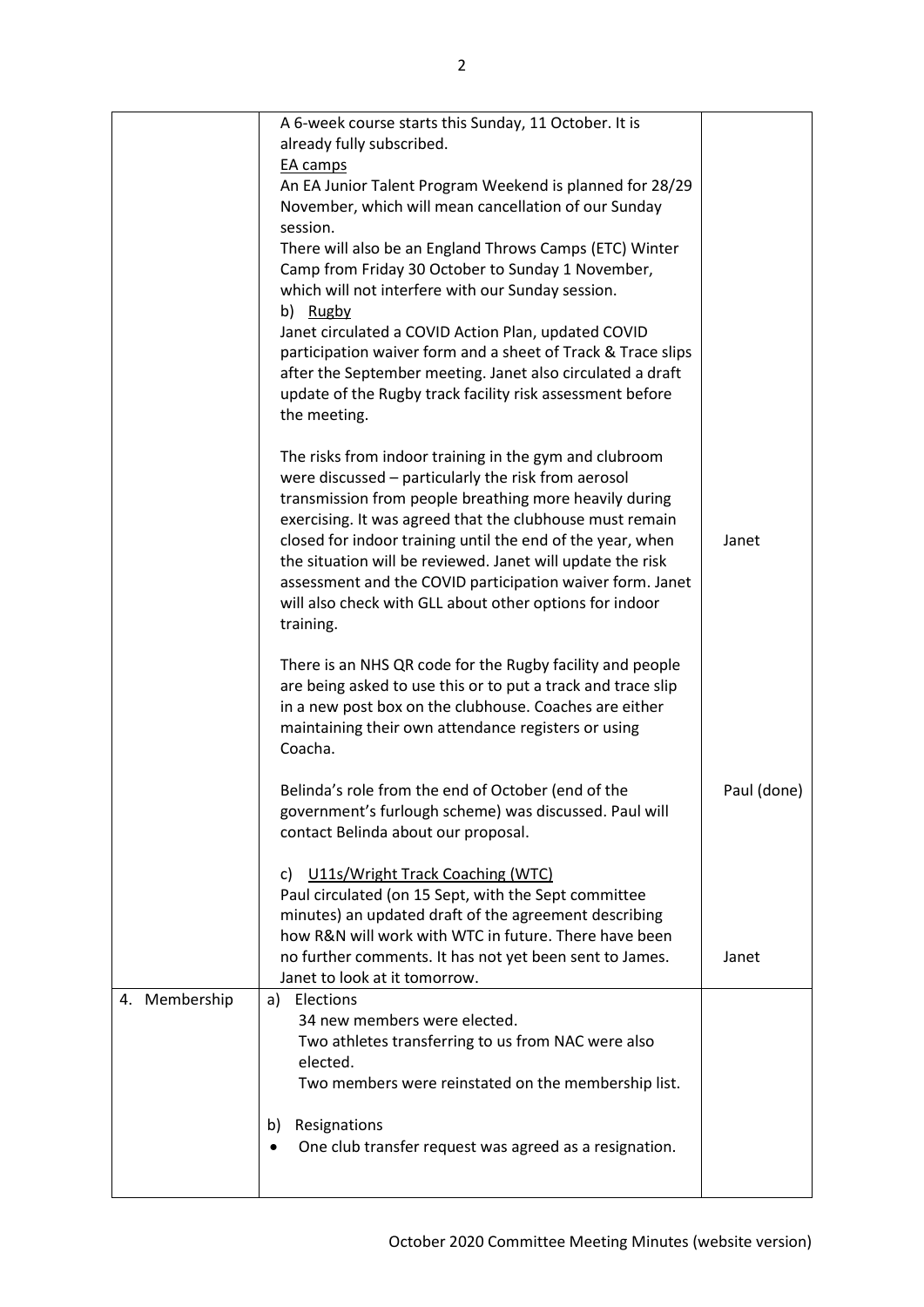| | | |
|---|---|---|
| | A 6-week course starts this Sunday, 11 October. It is already fully subscribed.<br>EA camps<br>An EA Junior Talent Program Weekend is planned for 28/29 November, which will mean cancellation of our Sunday session.<br>There will also be an England Throws Camps (ETC) Winter Camp from Friday 30 October to Sunday 1 November, which will not interfere with our Sunday session.<br>b) Rugby<br>Janet circulated a COVID Action Plan, updated COVID participation waiver form and a sheet of Track & Trace slips after the September meeting. Janet also circulated a draft update of the Rugby track facility risk assessment before the meeting.<br><br>The risks from indoor training in the gym and clubroom were discussed – particularly the risk from aerosol transmission from people breathing more heavily during exercising. It was agreed that the clubhouse must remain closed for indoor training until the end of the year, when the situation will be reviewed. Janet will update the risk assessment and the COVID participation waiver form. Janet will also check with GLL about other options for indoor training.<br><br>There is an NHS QR code for the Rugby facility and people are being asked to use this or to put a track and trace slip in a new post box on the clubhouse. Coaches are either maintaining their own attendance registers or using Coacha.<br><br>Belinda's role from the end of October (end of the government's furlough scheme) was discussed. Paul will contact Belinda about our proposal.<br><br>c) U11s/Wright Track Coaching (WTC)<br>Paul circulated (on 15 Sept, with the Sept committee minutes) an updated draft of the agreement describing how R&N will work with WTC in future. There have been no further comments. It has not yet been sent to James. Janet to look at it tomorrow. | Janet<br><br>Paul (done)<br><br>Janet |
| 4. Membership | a) Elections<br>34 new members were elected.<br>Two athletes transferring to us from NAC were also elected.<br>Two members were reinstated on the membership list.<br><br>b) Resignations<br>• One club transfer request was agreed as a resignation. | |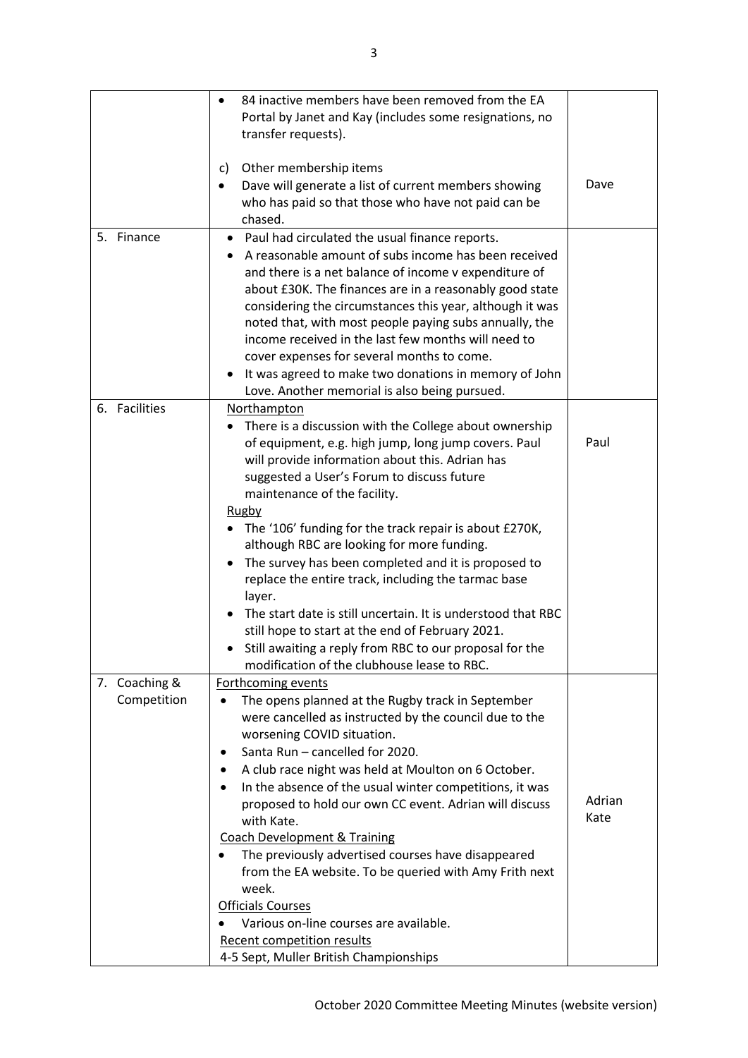| | | |
|---|---|---|
| | • 84 inactive members have been removed from the EA Portal by Janet and Kay (includes some resignations, no transfer requests).<br><br>c) Other membership items<br>• Dave will generate a list of current members showing who has paid so that those who have not paid can be chased. | Dave |
| 5. Finance | • Paul had circulated the usual finance reports.<br>• A reasonable amount of subs income has been received and there is a net balance of income v expenditure of about £30K. The finances are in a reasonably good state considering the circumstances this year, although it was noted that, with most people paying subs annually, the income received in the last few months will need to cover expenses for several months to come.<br>• It was agreed to make two donations in memory of John Love. Another memorial is also being pursued. | |
| 6. Facilities | <u>Northampton</u><br>• There is a discussion with the College about ownership of equipment, e.g. high jump, long jump covers. Paul will provide information about this. Adrian has suggested a User's Forum to discuss future maintenance of the facility.<br><u>Rugby</u><br>• The '106' funding for the track repair is about £270K, although RBC are looking for more funding.<br>• The survey has been completed and it is proposed to replace the entire track, including the tarmac base layer.<br>• The start date is still uncertain. It is understood that RBC still hope to start at the end of February 2021.<br>• Still awaiting a reply from RBC to our proposal for the modification of the clubhouse lease to RBC. | Paul |
| 7. Coaching & Competition | <u>Forthcoming events</u><br>• The opens planned at the Rugby track in September were cancelled as instructed by the council due to the worsening COVID situation.<br>• Santa Run – cancelled for 2020.<br>• A club race night was held at Moulton on 6 October.<br>• In the absence of the usual winter competitions, it was proposed to hold our own CC event. Adrian will discuss with Kate.<br><u>Coach Development & Training</u><br>• The previously advertised courses have disappeared from the EA website. To be queried with Amy Frith next week.<br><u>Officials Courses</u><br>• Various on-line courses are available.<br><u>Recent competition results</u><br>4-5 Sept, Muller British Championships | Adrian<br>Kate |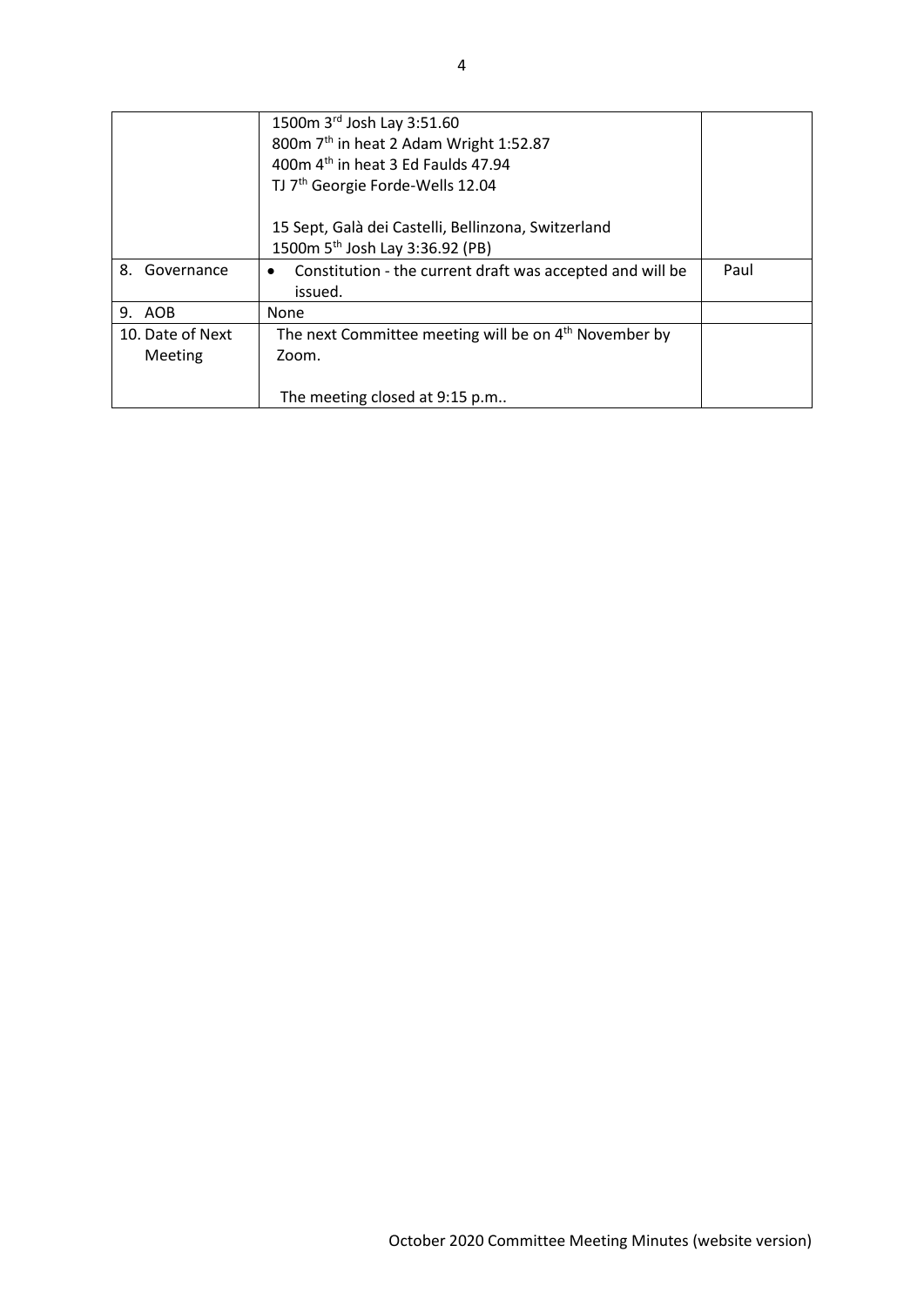| | | |
|---|---|---|
| | 1500m 3rd Josh Lay 3:51.60<br>800m 7th in heat 2 Adam Wright 1:52.87<br>400m 4th in heat 3 Ed Faulds 47.94<br>TJ 7th Georgie Forde-Wells 12.04<br><br>15 Sept, Galà dei Castelli, Bellinzona, Switzerland<br>1500m 5th Josh Lay 3:36.92 (PB) | |
| 8. Governance | • Constitution - the current draft was accepted and will be issued. | Paul |
| 9. AOB | None | |
| 10. Date of Next Meeting | The next Committee meeting will be on 4th November by Zoom.<br><br>The meeting closed at 9:15 p.m.. | |

October 2020 Committee Meeting Minutes (website version)